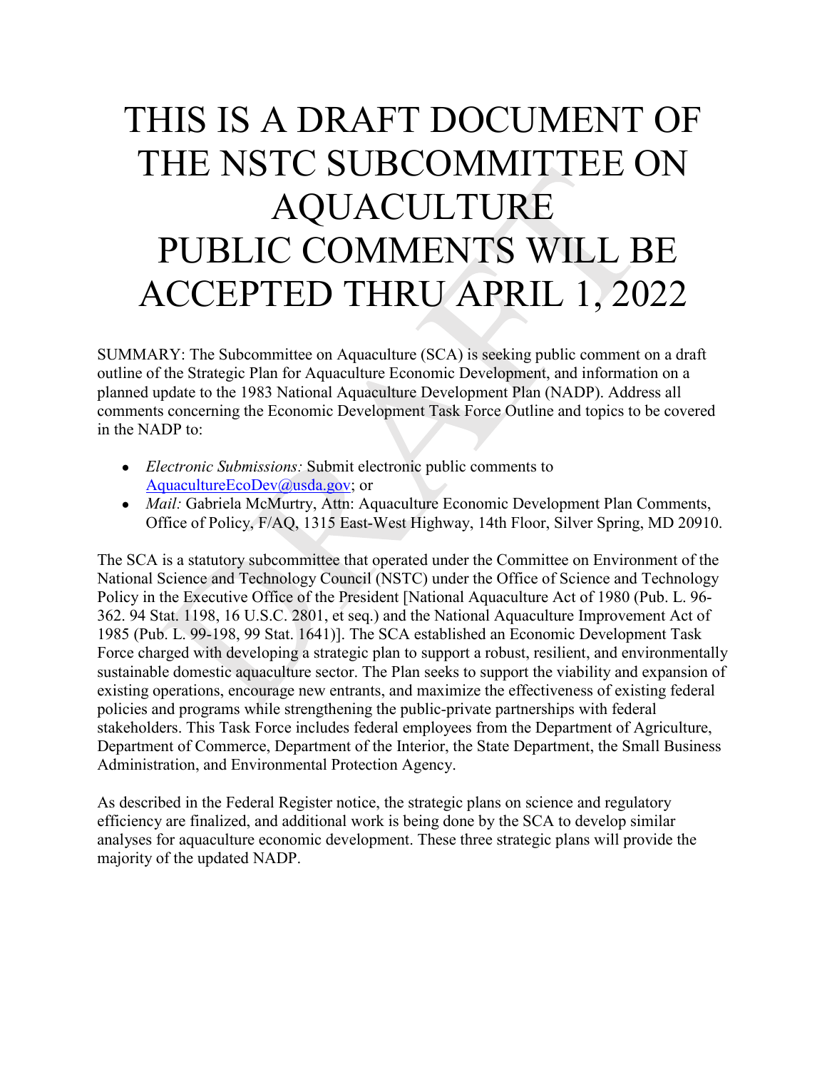# THIS IS A DRAFT DOCUMENT OF THE NSTC SUBCOMMITTEE ON AQUACULTURE PUBLIC COMMENTS WILL BE ACCEPTED THRU APRIL 1, 2022

SUMMARY: The Subcommittee on Aquaculture (SCA) is seeking public comment on a draft outline of the Strategic Plan for Aquaculture Economic Development, and information on a planned update to the 1983 National Aquaculture Development Plan (NADP). Address all comments concerning the Economic Development Task Force Outline and topics to be covered in the NADP to:

- *Electronic Submissions:* Submit electronic public comments to AquacultureEcoDev@usda.gov; or
- *Mail:* Gabriela McMurtry, Attn: Aquaculture Economic Development Plan Comments, Office of Policy, F/AQ, 1315 East-West Highway, 14th Floor, Silver Spring, MD 20910.

The SCA is a statutory subcommittee that operated under the Committee on Environment of the National Science and Technology Council (NSTC) under the Office of Science and Technology Policy in the Executive Office of the President [National Aquaculture Act of 1980 (Pub. L. 96-362. 94 Stat. 1198, 16 U.S.C. 2801, et seq.) and the National Aquaculture Improvement Act of 1985 (Pub. L. 99-198, 99 Stat. 1641)]. The SCA established an Economic Development Task Force charged with developing a strategic plan to support a robust, resilient, and environmentally sustainable domestic aquaculture sector. The Plan seeks to support the viability and expansion of existing operations, encourage new entrants, and maximize the effectiveness of existing federal policies and programs while strengthening the public-private partnerships with federal stakeholders. This Task Force includes federal employees from the Department of Agriculture, Department of Commerce, Department of the Interior, the State Department, the Small Business Administration, and Environmental Protection Agency.

As described in the Federal Register notice, the strategic plans on science and regulatory efficiency are finalized, and additional work is being done by the SCA to develop similar analyses for aquaculture economic development. These three strategic plans will provide the majority of the updated NADP.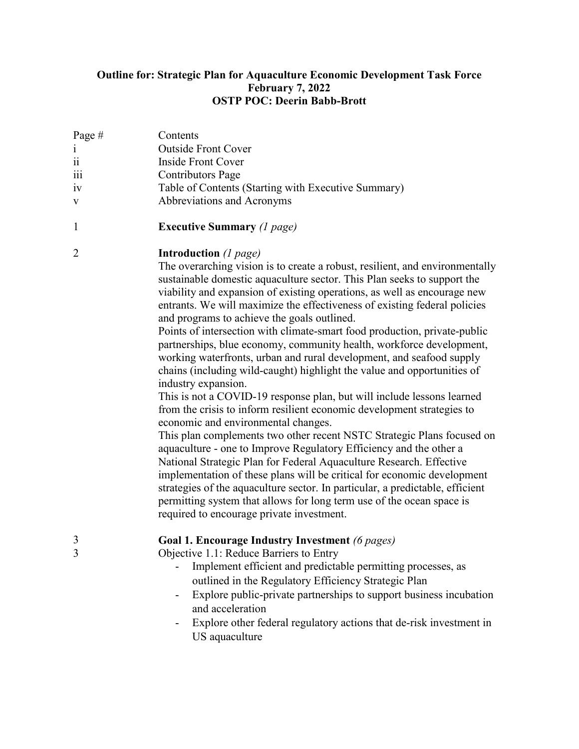**Outline for: Strategic Plan for Aquaculture Economic Development Task Force**
**February 7, 2022**
**OSTP POC: Deerin Babb-Brott**

| Page # | Contents |
|---|---|
| i | Outside Front Cover |
| ii | Inside Front Cover |
| iii | Contributors Page |
| iv | Table of Contents (Starting with Executive Summary) |
| v | Abbreviations and Acronyms |
| 1 | **Executive Summary** *(1 page)* |
| 2 | **Introduction** *(1 page)* |

The overarching vision is to create a robust, resilient, and environmentally sustainable domestic aquaculture sector. This Plan seeks to support the viability and expansion of existing operations, as well as encourage new entrants. We will maximize the effectiveness of existing federal policies and programs to achieve the goals outlined.

Points of intersection with climate-smart food production, private-public partnerships, blue economy, community health, workforce development, working waterfronts, urban and rural development, and seafood supply chains (including wild-caught) highlight the value and opportunities of industry expansion.

This is not a COVID-19 response plan, but will include lessons learned from the crisis to inform resilient economic development strategies to economic and environmental changes.

This plan complements two other recent NSTC Strategic Plans focused on aquaculture - one to Improve Regulatory Efficiency and the other a National Strategic Plan for Federal Aquaculture Research. Effective implementation of these plans will be critical for economic development strategies of the aquaculture sector. In particular, a predictable, efficient permitting system that allows for long term use of the ocean space is required to encourage private investment.

3 **Goal 1. Encourage Industry Investment** *(6 pages)*

3 Objective 1.1: Reduce Barriers to Entry

- Implement efficient and predictable permitting processes, as outlined in the Regulatory Efficiency Strategic Plan
- Explore public-private partnerships to support business incubation and acceleration
- Explore other federal regulatory actions that de-risk investment in US aquaculture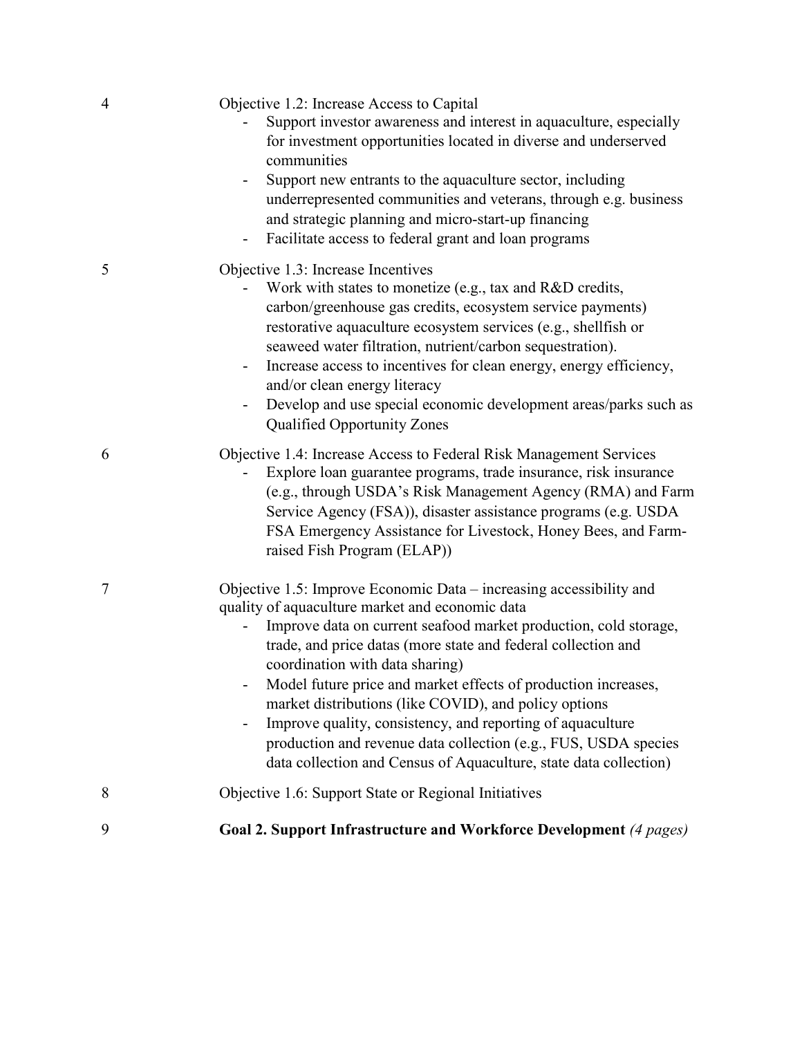Objective 1.2: Increase Access to Capital

- Support investor awareness and interest in aquaculture, especially for investment opportunities located in diverse and underserved communities
- Support new entrants to the aquaculture sector, including underrepresented communities and veterans, through e.g. business and strategic planning and micro-start-up financing
- Facilitate access to federal grant and loan programs

Objective 1.3: Increase Incentives

- Work with states to monetize (e.g., tax and R&D credits, carbon/greenhouse gas credits, ecosystem service payments) restorative aquaculture ecosystem services (e.g., shellfish or seaweed water filtration, nutrient/carbon sequestration).
- Increase access to incentives for clean energy, energy efficiency, and/or clean energy literacy
- Develop and use special economic development areas/parks such as Qualified Opportunity Zones

Objective 1.4: Increase Access to Federal Risk Management Services

- Explore loan guarantee programs, trade insurance, risk insurance (e.g., through USDA's Risk Management Agency (RMA) and Farm Service Agency (FSA)), disaster assistance programs (e.g. USDA FSA Emergency Assistance for Livestock, Honey Bees, and Farm-raised Fish Program (ELAP))

Objective 1.5: Improve Economic Data – increasing accessibility and quality of aquaculture market and economic data

- Improve data on current seafood market production, cold storage, trade, and price datas (more state and federal collection and coordination with data sharing)
- Model future price and market effects of production increases, market distributions (like COVID), and policy options
- Improve quality, consistency, and reporting of aquaculture production and revenue data collection (e.g., FUS, USDA species data collection and Census of Aquaculture, state data collection)

Objective 1.6: Support State or Regional Initiatives

**Goal 2. Support Infrastructure and Workforce Development** *(4 pages)*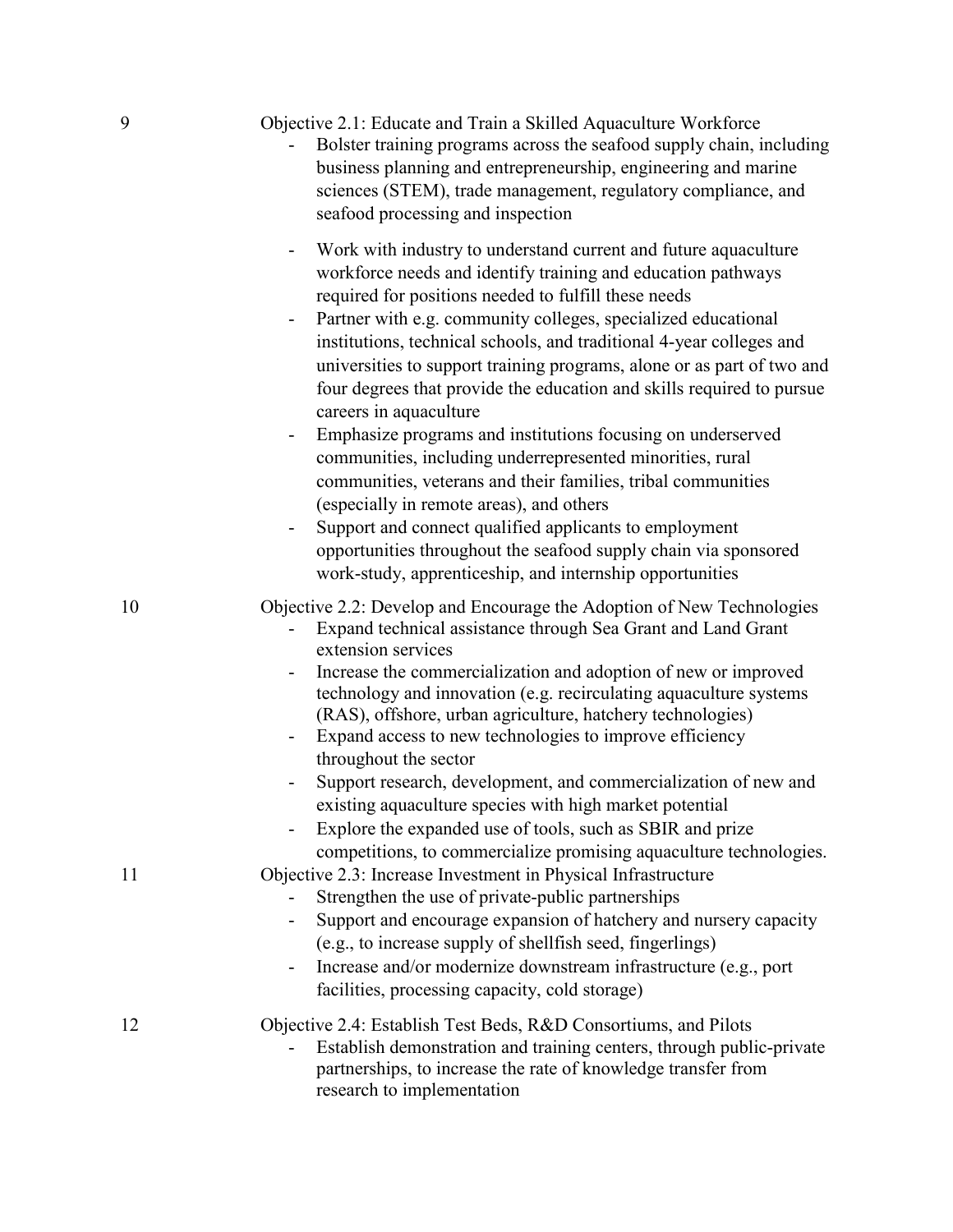9 Objective 2.1: Educate and Train a Skilled Aquaculture Workforce

- Bolster training programs across the seafood supply chain, including business planning and entrepreneurship, engineering and marine sciences (STEM), trade management, regulatory compliance, and seafood processing and inspection
- Work with industry to understand current and future aquaculture workforce needs and identify training and education pathways required for positions needed to fulfill these needs
- Partner with e.g. community colleges, specialized educational institutions, technical schools, and traditional 4-year colleges and universities to support training programs, alone or as part of two and four degrees that provide the education and skills required to pursue careers in aquaculture
- Emphasize programs and institutions focusing on underserved communities, including underrepresented minorities, rural communities, veterans and their families, tribal communities (especially in remote areas), and others
- Support and connect qualified applicants to employment opportunities throughout the seafood supply chain via sponsored work-study, apprenticeship, and internship opportunities

10 Objective 2.2: Develop and Encourage the Adoption of New Technologies

- Expand technical assistance through Sea Grant and Land Grant extension services
- Increase the commercialization and adoption of new or improved technology and innovation (e.g. recirculating aquaculture systems (RAS), offshore, urban agriculture, hatchery technologies)
- Expand access to new technologies to improve efficiency throughout the sector
- Support research, development, and commercialization of new and existing aquaculture species with high market potential
- Explore the expanded use of tools, such as SBIR and prize competitions, to commercialize promising aquaculture technologies.

11 Objective 2.3: Increase Investment in Physical Infrastructure

- Strengthen the use of private-public partnerships
- Support and encourage expansion of hatchery and nursery capacity (e.g., to increase supply of shellfish seed, fingerlings)
- Increase and/or modernize downstream infrastructure (e.g., port facilities, processing capacity, cold storage)

12 Objective 2.4: Establish Test Beds, R&D Consortiums, and Pilots

- Establish demonstration and training centers, through public-private partnerships, to increase the rate of knowledge transfer from research to implementation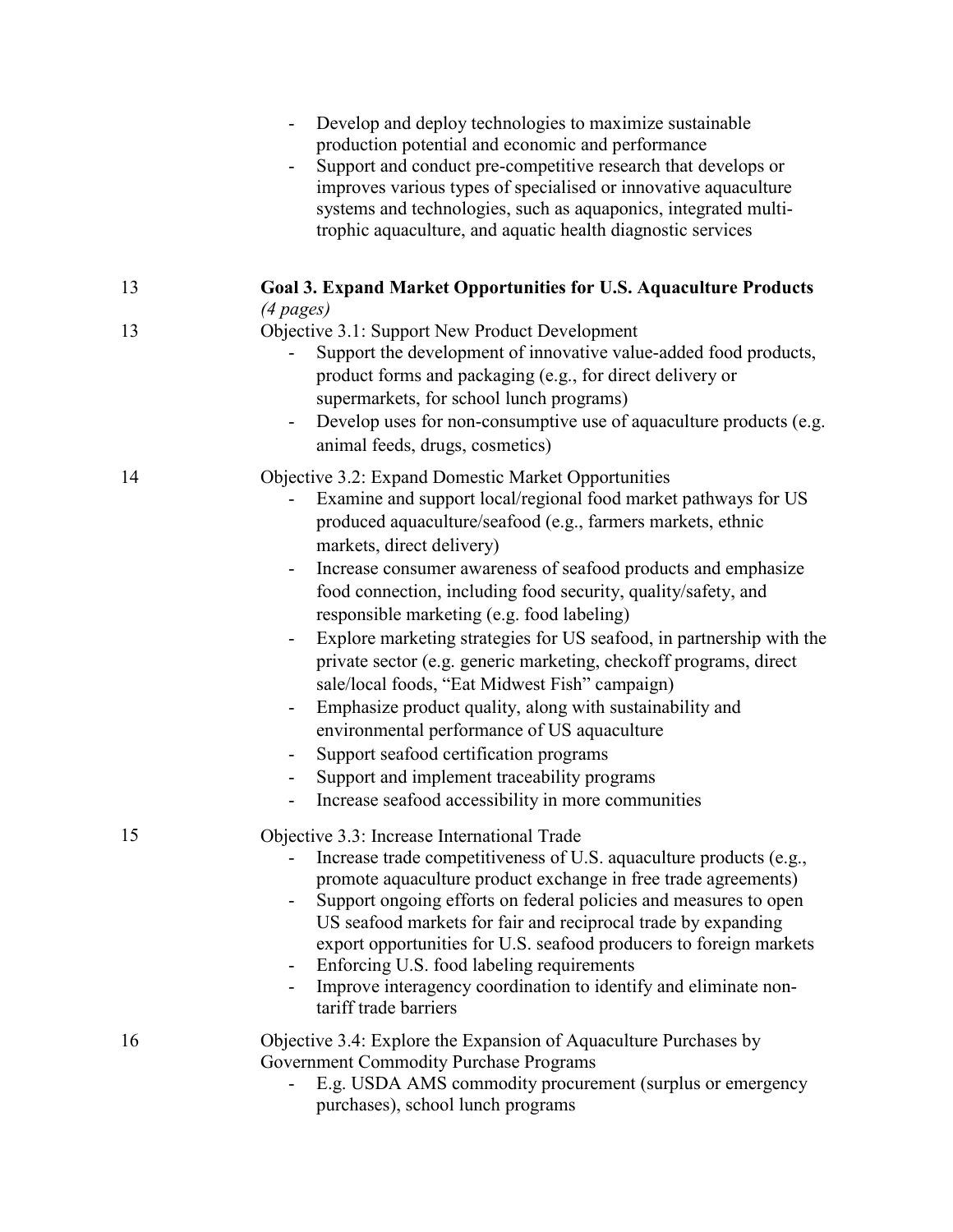- Develop and deploy technologies to maximize sustainable production potential and economic and performance
- Support and conduct pre-competitive research that develops or improves various types of specialised or innovative aquaculture systems and technologies, such as aquaponics, integrated multi-trophic aquaculture, and aquatic health diagnostic services

13 **Goal 3. Expand Market Opportunities for U.S. Aquaculture Products** *(4 pages)*

13 Objective 3.1: Support New Product Development

- Support the development of innovative value-added food products, product forms and packaging (e.g., for direct delivery or supermarkets, for school lunch programs)
- Develop uses for non-consumptive use of aquaculture products (e.g. animal feeds, drugs, cosmetics)

14 Objective 3.2: Expand Domestic Market Opportunities

- Examine and support local/regional food market pathways for US produced aquaculture/seafood (e.g., farmers markets, ethnic markets, direct delivery)
- Increase consumer awareness of seafood products and emphasize food connection, including food security, quality/safety, and responsible marketing (e.g. food labeling)
- Explore marketing strategies for US seafood, in partnership with the private sector (e.g. generic marketing, checkoff programs, direct sale/local foods, "Eat Midwest Fish" campaign)
- Emphasize product quality, along with sustainability and environmental performance of US aquaculture
- Support seafood certification programs
- Support and implement traceability programs
- Increase seafood accessibility in more communities

15 Objective 3.3: Increase International Trade

- Increase trade competitiveness of U.S. aquaculture products (e.g., promote aquaculture product exchange in free trade agreements)
- Support ongoing efforts on federal policies and measures to open US seafood markets for fair and reciprocal trade by expanding export opportunities for U.S. seafood producers to foreign markets
- Enforcing U.S. food labeling requirements
- Improve interagency coordination to identify and eliminate non-tariff trade barriers

16 Objective 3.4: Explore the Expansion of Aquaculture Purchases by Government Commodity Purchase Programs

- E.g. USDA AMS commodity procurement (surplus or emergency purchases), school lunch programs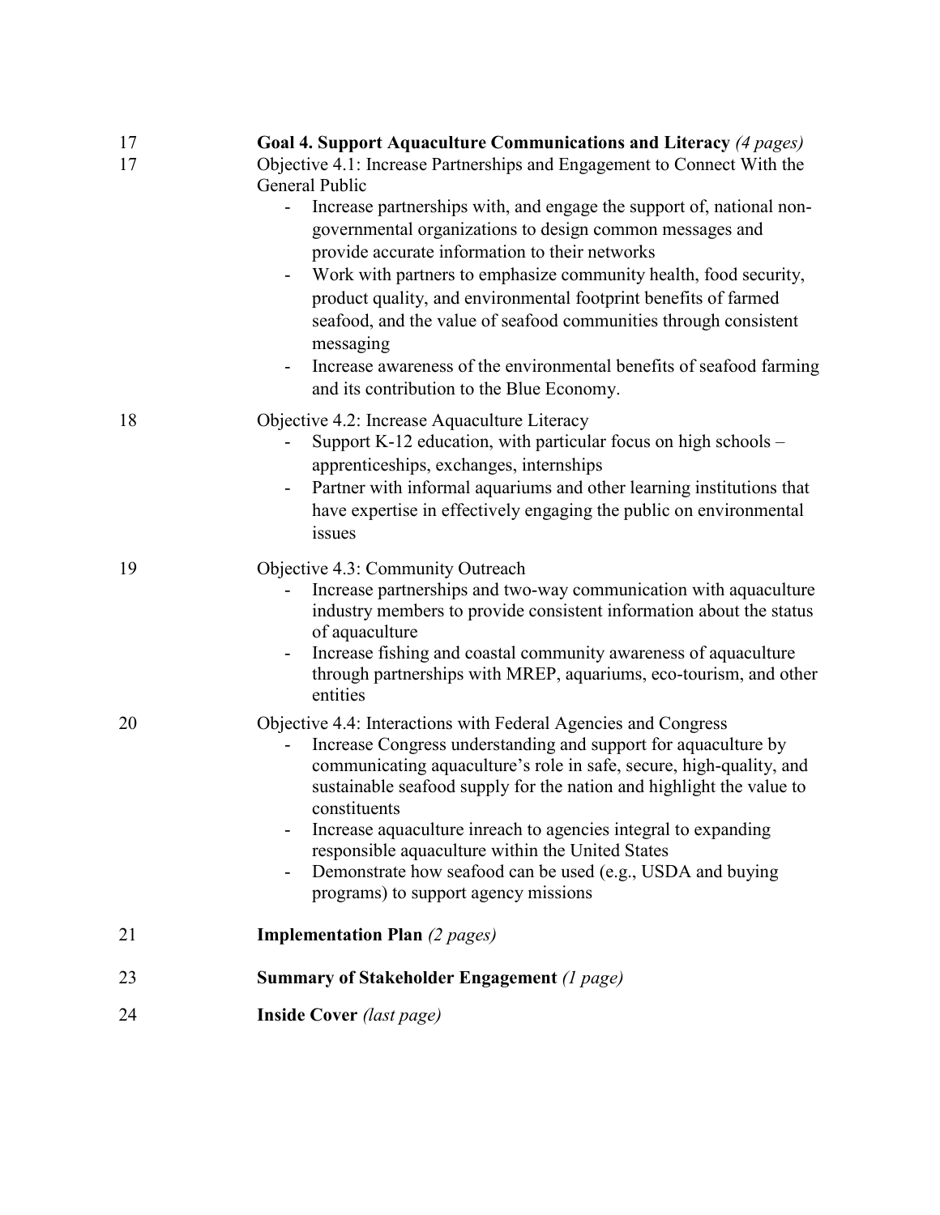17 **Goal 4. Support Aquaculture Communications and Literacy** *(4 pages)*

17 Objective 4.1: Increase Partnerships and Engagement to Connect With the General Public

- Increase partnerships with, and engage the support of, national non-governmental organizations to design common messages and provide accurate information to their networks
- Work with partners to emphasize community health, food security, product quality, and environmental footprint benefits of farmed seafood, and the value of seafood communities through consistent messaging
- Increase awareness of the environmental benefits of seafood farming and its contribution to the Blue Economy.

18 Objective 4.2: Increase Aquaculture Literacy

- Support K-12 education, with particular focus on high schools – apprenticeships, exchanges, internships
- Partner with informal aquariums and other learning institutions that have expertise in effectively engaging the public on environmental issues

19 Objective 4.3: Community Outreach

- Increase partnerships and two-way communication with aquaculture industry members to provide consistent information about the status of aquaculture
- Increase fishing and coastal community awareness of aquaculture through partnerships with MREP, aquariums, eco-tourism, and other entities

20 Objective 4.4: Interactions with Federal Agencies and Congress

- Increase Congress understanding and support for aquaculture by communicating aquaculture's role in safe, secure, high-quality, and sustainable seafood supply for the nation and highlight the value to constituents
- Increase aquaculture inreach to agencies integral to expanding responsible aquaculture within the United States
- Demonstrate how seafood can be used (e.g., USDA and buying programs) to support agency missions

21 **Implementation Plan** *(2 pages)*

23 **Summary of Stakeholder Engagement** *(1 page)*

24 **Inside Cover** *(last page)*